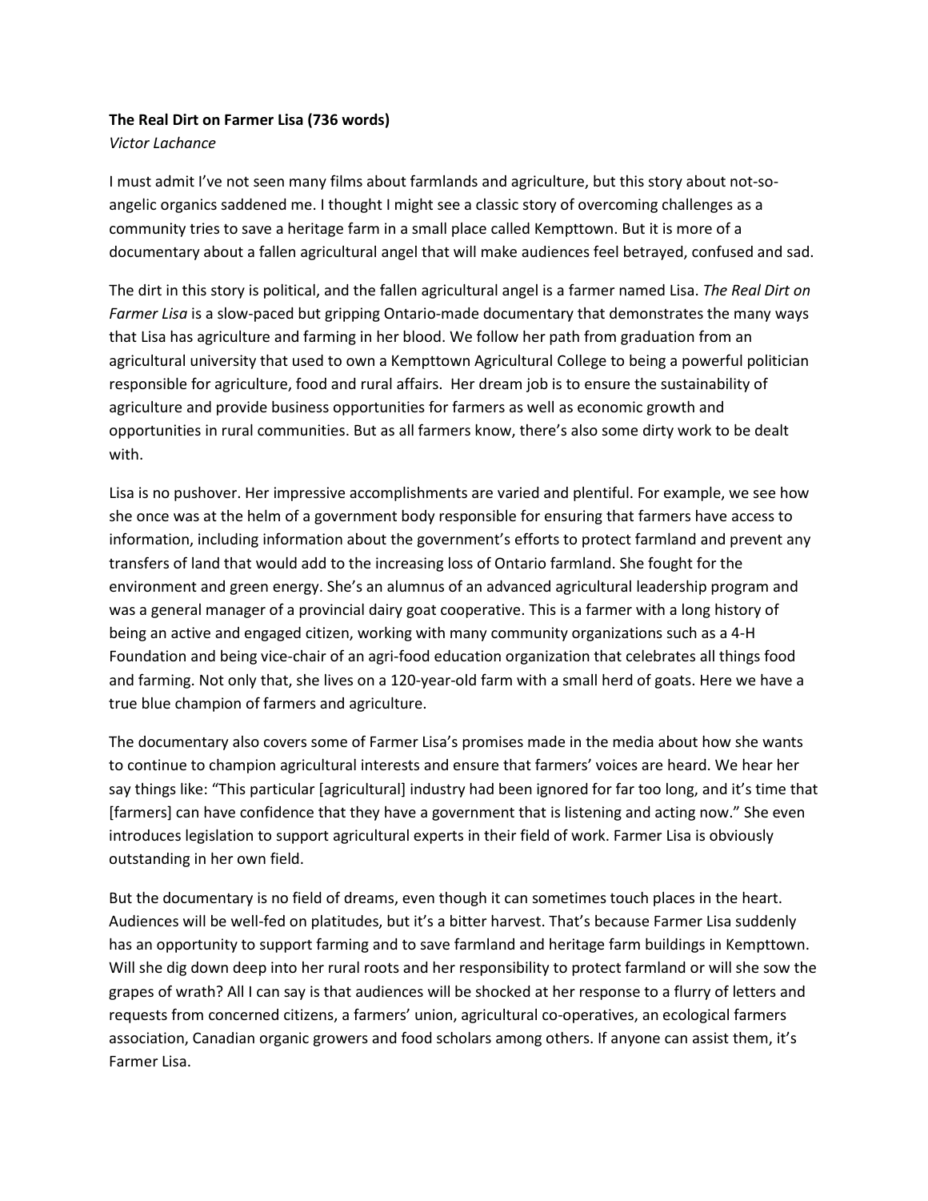**The Real Dirt on Farmer Lisa (736 words)**

*Victor Lachance*

I must admit I've not seen many films about farmlands and agriculture, but this story about not-so-angelic organics saddened me. I thought I might see a classic story of overcoming challenges as a community tries to save a heritage farm in a small place called Kempttown. But it is more of a documentary about a fallen agricultural angel that will make audiences feel betrayed, confused and sad.

The dirt in this story is political, and the fallen agricultural angel is a farmer named Lisa. *The Real Dirt on Farmer Lisa* is a slow-paced but gripping Ontario-made documentary that demonstrates the many ways that Lisa has agriculture and farming in her blood. We follow her path from graduation from an agricultural university that used to own a Kempttown Agricultural College to being a powerful politician responsible for agriculture, food and rural affairs. Her dream job is to ensure the sustainability of agriculture and provide business opportunities for farmers as well as economic growth and opportunities in rural communities. But as all farmers know, there's also some dirty work to be dealt with.

Lisa is no pushover. Her impressive accomplishments are varied and plentiful. For example, we see how she once was at the helm of a government body responsible for ensuring that farmers have access to information, including information about the government's efforts to protect farmland and prevent any transfers of land that would add to the increasing loss of Ontario farmland. She fought for the environment and green energy. She's an alumnus of an advanced agricultural leadership program and was a general manager of a provincial dairy goat cooperative. This is a farmer with a long history of being an active and engaged citizen, working with many community organizations such as a 4-H Foundation and being vice-chair of an agri-food education organization that celebrates all things food and farming. Not only that, she lives on a 120-year-old farm with a small herd of goats. Here we have a true blue champion of farmers and agriculture.

The documentary also covers some of Farmer Lisa's promises made in the media about how she wants to continue to champion agricultural interests and ensure that farmers' voices are heard. We hear her say things like: "This particular [agricultural] industry had been ignored for far too long, and it's time that [farmers] can have confidence that they have a government that is listening and acting now." She even introduces legislation to support agricultural experts in their field of work. Farmer Lisa is obviously outstanding in her own field.

But the documentary is no field of dreams, even though it can sometimes touch places in the heart. Audiences will be well-fed on platitudes, but it's a bitter harvest. That's because Farmer Lisa suddenly has an opportunity to support farming and to save farmland and heritage farm buildings in Kempttown. Will she dig down deep into her rural roots and her responsibility to protect farmland or will she sow the grapes of wrath? All I can say is that audiences will be shocked at her response to a flurry of letters and requests from concerned citizens, a farmers' union, agricultural co-operatives, an ecological farmers association, Canadian organic growers and food scholars among others. If anyone can assist them, it's Farmer Lisa.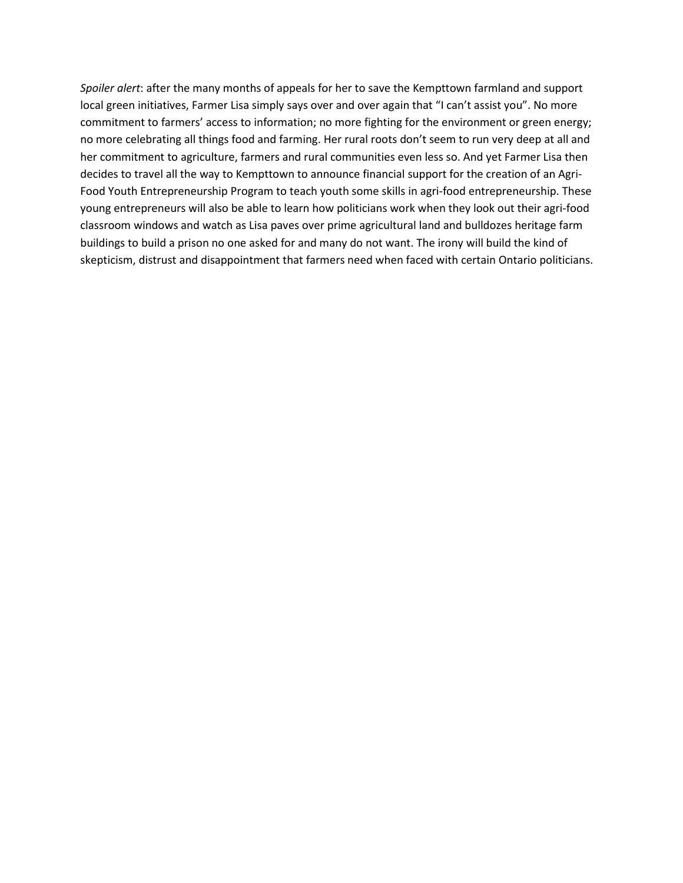*Spoiler alert*: after the many months of appeals for her to save the Kempttown farmland and support local green initiatives, Farmer Lisa simply says over and over again that "I can't assist you". No more commitment to farmers' access to information; no more fighting for the environment or green energy; no more celebrating all things food and farming. Her rural roots don't seem to run very deep at all and her commitment to agriculture, farmers and rural communities even less so. And yet Farmer Lisa then decides to travel all the way to Kempttown to announce financial support for the creation of an Agri-Food Youth Entrepreneurship Program to teach youth some skills in agri-food entrepreneurship. These young entrepreneurs will also be able to learn how politicians work when they look out their agri-food classroom windows and watch as Lisa paves over prime agricultural land and bulldozes heritage farm buildings to build a prison no one asked for and many do not want. The irony will build the kind of skepticism, distrust and disappointment that farmers need when faced with certain Ontario politicians.